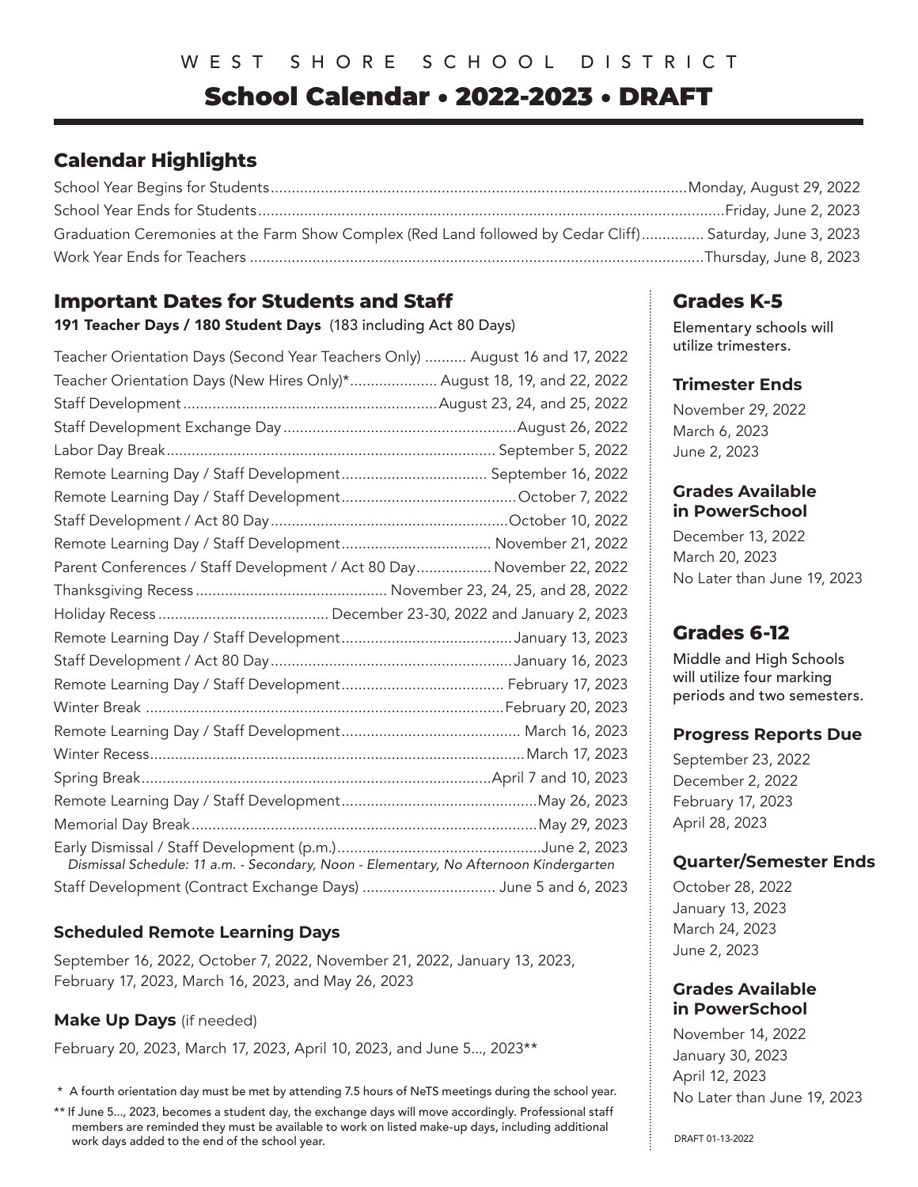WEST SHORE SCHOOL DISTRICT

# School Calendar • 2022-2023 • DRAFT

## Calendar Highlights

| | |
|---|---|
| School Year Begins for Students | Monday, August 29, 2022 |
| School Year Ends for Students | Friday, June 2, 2023 |
| Graduation Ceremonies at the Farm Show Complex (Red Land followed by Cedar Cliff) | Saturday, June 3, 2023 |
| Work Year Ends for Teachers | Thursday, June 8, 2023 |

## Important Dates for Students and Staff

**191 Teacher Days / 180 Student Days** (183 including Act 80 Days)

| | |
|---|---|
| Teacher Orientation Days (Second Year Teachers Only) | August 16 and 17, 2022 |
| Teacher Orientation Days (New Hires Only)* | August 18, 19, and 22, 2022 |
| Staff Development | August 23, 24, and 25, 2022 |
| Staff Development Exchange Day | August 26, 2022 |
| Labor Day Break | September 5, 2022 |
| Remote Learning Day / Staff Development | September 16, 2022 |
| Remote Learning Day / Staff Development | October 7, 2022 |
| Staff Development / Act 80 Day | October 10, 2022 |
| Remote Learning Day / Staff Development | November 21, 2022 |
| Parent Conferences / Staff Development / Act 80 Day | November 22, 2022 |
| Thanksgiving Recess | November 23, 24, 25, and 28, 2022 |
| Holiday Recess | December 23-30, 2022 and January 2, 2023 |
| Remote Learning Day / Staff Development | January 13, 2023 |
| Staff Development / Act 80 Day | January 16, 2023 |
| Remote Learning Day / Staff Development | February 17, 2023 |
| Winter Break | February 20, 2023 |
| Remote Learning Day / Staff Development | March 16, 2023 |
| Winter Recess | March 17, 2023 |
| Spring Break | April 7 and 10, 2023 |
| Remote Learning Day / Staff Development | May 26, 2023 |
| Memorial Day Break | May 29, 2023 |
| Early Dismissal / Staff Development (p.m.) | June 2, 2023 |
| Staff Development (Contract Exchange Days) | June 5 and 6, 2023 |

*Dismissal Schedule: 11 a.m. - Secondary, Noon - Elementary, No Afternoon Kindergarten* (applies to June 2, 2023)

### Scheduled Remote Learning Days

September 16, 2022, October 7, 2022, November 21, 2022, January 13, 2023, February 17, 2023, March 16, 2023, and May 26, 2023

### Make Up Days (if needed)

February 20, 2023, March 17, 2023, April 10, 2023, and June 5..., 2023**

\* A fourth orientation day must be met by attending 7.5 hours of NeTS meetings during the school year.

** If June 5..., 2023, becomes a student day, the exchange days will move accordingly. Professional staff members are reminded they must be available to work on listed make-up days, including additional work days added to the end of the school year.

## Grades K-5

Elementary schools will utilize trimesters.

### Trimester Ends

November 29, 2022
March 6, 2023
June 2, 2023

### Grades Available in PowerSchool

December 13, 2022
March 20, 2023
No Later than June 19, 2023

## Grades 6-12

Middle and High Schools will utilize four marking periods and two semesters.

### Progress Reports Due

September 23, 2022
December 2, 2022
February 17, 2023
April 28, 2023

### Quarter/Semester Ends

October 28, 2022
January 13, 2023
March 24, 2023
June 2, 2023

### Grades Available in PowerSchool

November 14, 2022
January 30, 2023
April 12, 2023
No Later than June 19, 2023

DRAFT 01-13-2022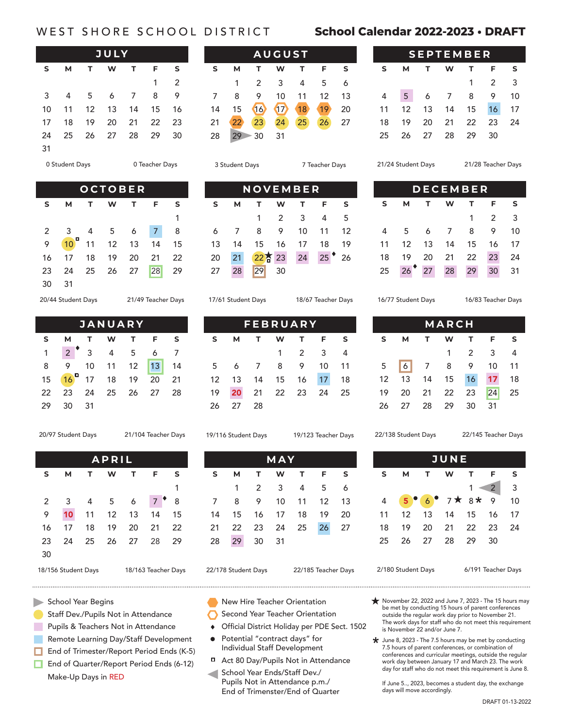# WEST SHORE SCHOOL DISTRICT

## School Calendar 2022-2023 • DRAFT

### JULY

| S | M | T | W | T | F | S |
|---|---|---|---|---|---|---|
| | | | | | 1 | 2 |
| 3 | 4 | 5 | 6 | 7 | 8 | 9 |
| 10 | 11 | 12 | 13 | 14 | 15 | 16 |
| 17 | 18 | 19 | 20 | 21 | 22 | 23 |
| 24 | 25 | 26 | 27 | 28 | 29 | 30 |
| 31 | | | | | | |

0 Student Days 0 Teacher Days

### AUGUST

| S | M | T | W | T | F | S |
|---|---|---|---|---|---|---|
| | 1 | 2 | 3 | 4 | 5 | 6 |
| 7 | 8 | 9 | 10 | 11 | 12 | 13 |
| 14 | 15 | 16 | 17 | 18 | 19 | 20 |
| 21 | 22 | 23 | 24 | 25 | 26 | 27 |
| 28 | 29 | 30 | 31 | | | |

3 Student Days 7 Teacher Days

### SEPTEMBER

| S | M | T | W | T | F | S |
|---|---|---|---|---|---|---|
| | | | | 1 | 2 | 3 |
| 4 | 5 | 6 | 7 | 8 | 9 | 10 |
| 11 | 12 | 13 | 14 | 15 | 16 | 17 |
| 18 | 19 | 20 | 21 | 22 | 23 | 24 |
| 25 | 26 | 27 | 28 | 29 | 30 | |

21/24 Student Days 21/28 Teacher Days

### OCTOBER

| S | M | T | W | T | F | S |
|---|---|---|---|---|---|---|
| | | | | | | 1 |
| 2 | 3 | 4 | 5 | 6 | 7 | 8 |
| 9 | 10 | 11 | 12 | 13 | 14 | 15 |
| 16 | 17 | 18 | 19 | 20 | 21 | 22 |
| 23 | 24 | 25 | 26 | 27 | 28 | 29 |
| 30 | 31 | | | | | |

20/44 Student Days 21/49 Teacher Days

### NOVEMBER

| S | M | T | W | T | F | S |
|---|---|---|---|---|---|---|
| | | 1 | 2 | 3 | 4 | 5 |
| 6 | 7 | 8 | 9 | 10 | 11 | 12 |
| 13 | 14 | 15 | 16 | 17 | 18 | 19 |
| 20 | 21 | 22★ | 23 | 24 | 25 | 26 |
| 27 | 28 | 29 | 30 | | | |

17/61 Student Days 18/67 Teacher Days

### DECEMBER

| S | M | T | W | T | F | S |
|---|---|---|---|---|---|---|
| | | | | 1 | 2 | 3 |
| 4 | 5 | 6 | 7 | 8 | 9 | 10 |
| 11 | 12 | 13 | 14 | 15 | 16 | 17 |
| 18 | 19 | 20 | 21 | 22 | 23 | 24 |
| 25 | 26 | 27 | 28 | 29 | 30 | 31 |

16/77 Student Days 16/83 Teacher Days

### JANUARY

| S | M | T | W | T | F | S |
|---|---|---|---|---|---|---|
| 1 | 2 | 3 | 4 | 5 | 6 | 7 |
| 8 | 9 | 10 | 11 | 12 | 13 | 14 |
| 15 | 16 | 17 | 18 | 19 | 20 | 21 |
| 22 | 23 | 24 | 25 | 26 | 27 | 28 |
| 29 | 30 | 31 | | | | |

20/97 Student Days 21/104 Teacher Days

### FEBRUARY

| S | M | T | W | T | F | S |
|---|---|---|---|---|---|---|
| | | | 1 | 2 | 3 | 4 |
| 5 | 6 | 7 | 8 | 9 | 10 | 11 |
| 12 | 13 | 14 | 15 | 16 | 17 | 18 |
| 19 | 20 | 21 | 22 | 23 | 24 | 25 |
| 26 | 27 | 28 | | | | |

19/116 Student Days 19/123 Teacher Days

### MARCH

| S | M | T | W | T | F | S |
|---|---|---|---|---|---|---|
| | | | 1 | 2 | 3 | 4 |
| 5 | 6 | 7 | 8 | 9 | 10 | 11 |
| 12 | 13 | 14 | 15 | 16 | 17 | 18 |
| 19 | 20 | 21 | 22 | 23 | 24 | 25 |
| 26 | 27 | 28 | 29 | 30 | 31 | |

22/138 Student Days 22/145 Teacher Days

### APRIL

| S | M | T | W | T | F | S |
|---|---|---|---|---|---|---|
| | | | | | | 1 |
| 2 | 3 | 4 | 5 | 6 | 7 | 8 |
| 9 | 10 | 11 | 12 | 13 | 14 | 15 |
| 16 | 17 | 18 | 19 | 20 | 21 | 22 |
| 23 | 24 | 25 | 26 | 27 | 28 | 29 |
| 30 | | | | | | |

18/156 Student Days 18/163 Teacher Days

### MAY

| S | M | T | W | T | F | S |
|---|---|---|---|---|---|---|
| | 1 | 2 | 3 | 4 | 5 | 6 |
| 7 | 8 | 9 | 10 | 11 | 12 | 13 |
| 14 | 15 | 16 | 17 | 18 | 19 | 20 |
| 21 | 22 | 23 | 24 | 25 | 26 | 27 |
| 28 | 29 | 30 | 31 | | | |

22/178 Student Days 22/185 Teacher Days

### JUNE

| S | M | T | W | T | F | S |
|---|---|---|---|---|---|---|
| | | | | 1 | 2 | 3 |
| 4 | 5 | 6 | 7★ | 8★ | 9 | 10 |
| 11 | 12 | 13 | 14 | 15 | 16 | 17 |
| 18 | 19 | 20 | 21 | 22 | 23 | 24 |
| 25 | 26 | 27 | 28 | 29 | 30 | |

2/180 Student Days 6/191 Teacher Days

---

- School Year Begins
- Staff Dev./Pupils Not in Attendance
- Pupils & Teachers Not in Attendance
- Remote Learning Day/Staff Development
- End of Trimester/Report Period Ends (K-5)
- End of Quarter/Report Period Ends (6-12)
- Make-Up Days in RED

- New Hire Teacher Orientation
- Second Year Teacher Orientation
- ♦ Official District Holiday per PDE Sect. 1502
- ● Potential "contract days" for Individual Staff Development
- ◘ Act 80 Day/Pupils Not in Attendance
- School Year Ends/Staff Dev./ Pupils Not in Attendance p.m./ End of Trimenster/End of Quarter

★ November 22, 2022 and June 7, 2023 - The 15 hours may be met by conducting 15 hours of parent conferences outside the regular work day prior to November 21. The work days for staff who do not meet this requirement is November 22 and/or June 7.

★ June 8, 2023 - The 7.5 hours may be met by conducting 7.5 hours of parent conferences, or combination of conferences and curricular meetings, outside the regular work day between January 17 and March 23. The work day for staff who do not meet this requirement is June 8.

If June 5.., 2023, becomes a student day, the exchange days will move accordingly.

DRAFT 01-13-2022